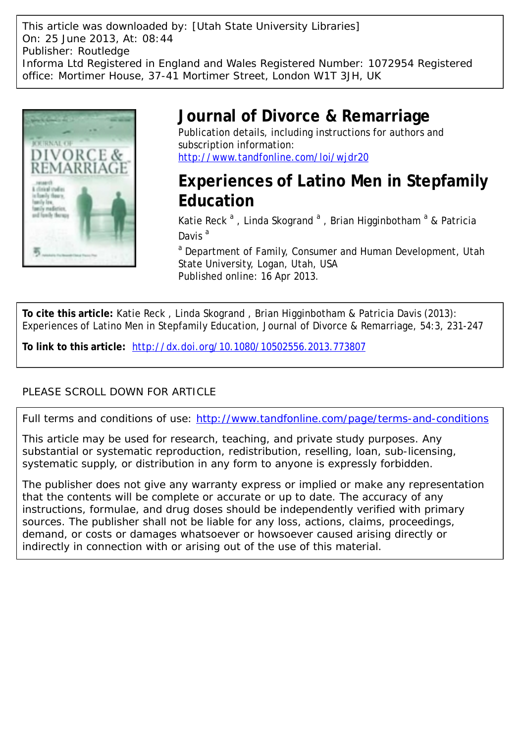This article was downloaded by: [Utah State University Libraries]
On: 25 June 2013, At: 08:44
Publisher: Routledge
Informa Ltd Registered in England and Wales Registered Number: 1072954 Registered office: Mortimer House, 37-41 Mortimer Street, London W1T 3JH, UK

# Journal of Divorce & Remarriage

Publication details, including instructions for authors and subscription information:
http://www.tandfonline.com/loi/wjdr20

## Experiences of Latino Men in Stepfamily Education

Katie Reck [a] , Linda Skogrand [a] , Brian Higginbotham [a] & Patricia Davis [a]

[a] Department of Family, Consumer and Human Development, Utah State University, Logan, Utah, USA

Published online: 16 Apr 2013.

**To cite this article:** Katie Reck , Linda Skogrand , Brian Higginbotham & Patricia Davis (2013): Experiences of Latino Men in Stepfamily Education, Journal of Divorce & Remarriage, 54:3, 231-247

**To link to this article:** http://dx.doi.org/10.1080/10502556.2013.773807

PLEASE SCROLL DOWN FOR ARTICLE

Full terms and conditions of use: http://www.tandfonline.com/page/terms-and-conditions

This article may be used for research, teaching, and private study purposes. Any substantial or systematic reproduction, redistribution, reselling, loan, sub-licensing, systematic supply, or distribution in any form to anyone is expressly forbidden.

The publisher does not give any warranty express or implied or make any representation that the contents will be complete or accurate or up to date. The accuracy of any instructions, formulae, and drug doses should be independently verified with primary sources. The publisher shall not be liable for any loss, actions, claims, proceedings, demand, or costs or damages whatsoever or howsoever caused arising directly or indirectly in connection with or arising out of the use of this material.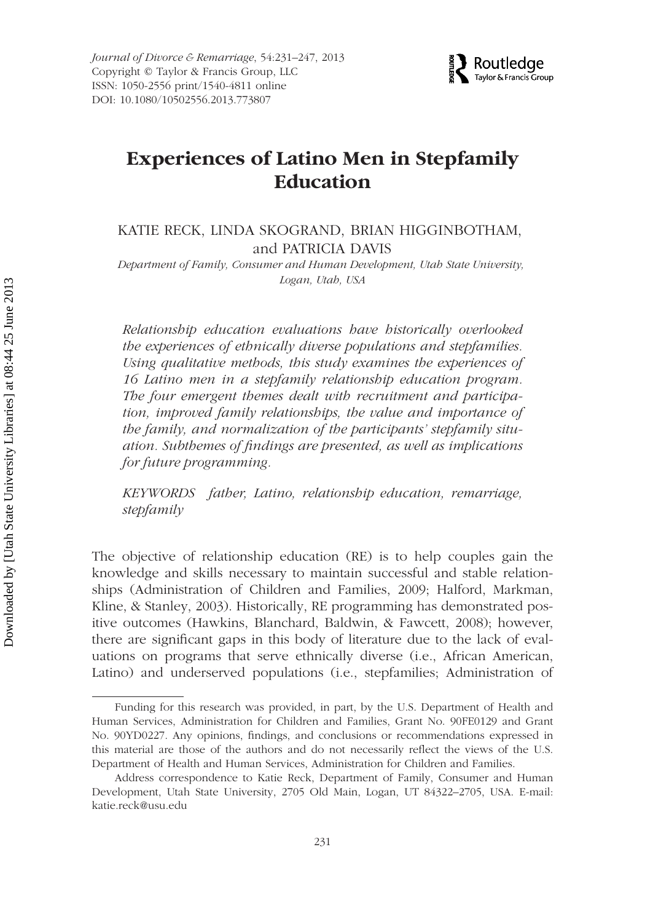# Experiences of Latino Men in Stepfamily Education

KATIE RECK, LINDA SKOGRAND, BRIAN HIGGINBOTHAM, and PATRICIA DAVIS

*Department of Family, Consumer and Human Development, Utah State University, Logan, Utah, USA*

*Relationship education evaluations have historically overlooked the experiences of ethnically diverse populations and stepfamilies. Using qualitative methods, this study examines the experiences of 16 Latino men in a stepfamily relationship education program. The four emergent themes dealt with recruitment and participation, improved family relationships, the value and importance of the family, and normalization of the participants' stepfamily situation. Subthemes of findings are presented, as well as implications for future programming.*

*KEYWORDS* *father, Latino, relationship education, remarriage, stepfamily*

The objective of relationship education (RE) is to help couples gain the knowledge and skills necessary to maintain successful and stable relationships (Administration of Children and Families, 2009; Halford, Markman, Kline, & Stanley, 2003). Historically, RE programming has demonstrated positive outcomes (Hawkins, Blanchard, Baldwin, & Fawcett, 2008); however, there are significant gaps in this body of literature due to the lack of evaluations on programs that serve ethnically diverse (i.e., African American, Latino) and underserved populations (i.e., stepfamilies; Administration of

---

Funding for this research was provided, in part, by the U.S. Department of Health and Human Services, Administration for Children and Families, Grant No. 90FE0129 and Grant No. 90YD0227. Any opinions, findings, and conclusions or recommendations expressed in this material are those of the authors and do not necessarily reflect the views of the U.S. Department of Health and Human Services, Administration for Children and Families.

Address correspondence to Katie Reck, Department of Family, Consumer and Human Development, Utah State University, 2705 Old Main, Logan, UT 84322–2705, USA. E-mail: katie.reck@usu.edu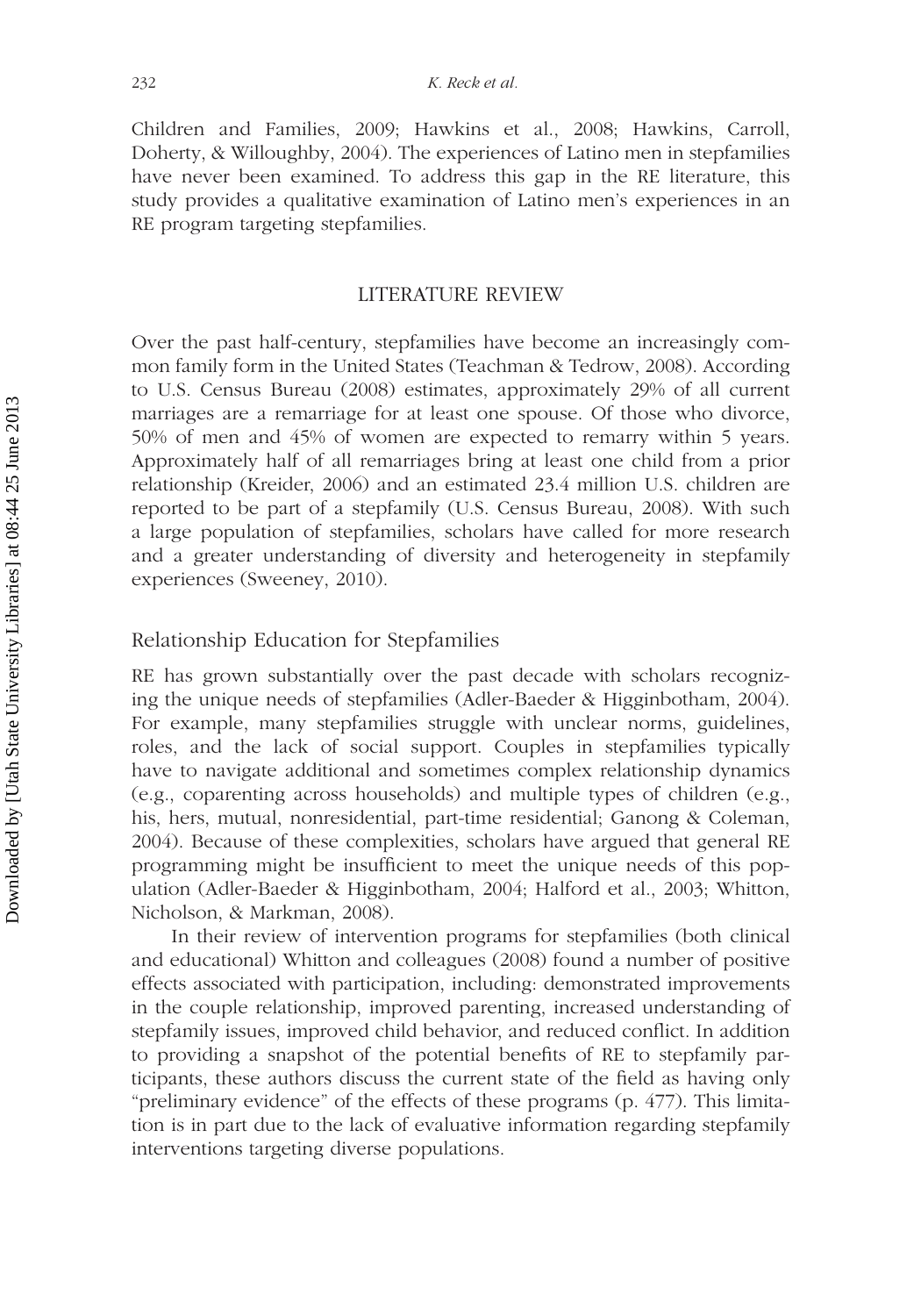Children and Families, 2009; Hawkins et al., 2008; Hawkins, Carroll, Doherty, & Willoughby, 2004). The experiences of Latino men in stepfamilies have never been examined. To address this gap in the RE literature, this study provides a qualitative examination of Latino men's experiences in an RE program targeting stepfamilies.

## LITERATURE REVIEW

Over the past half-century, stepfamilies have become an increasingly common family form in the United States (Teachman & Tedrow, 2008). According to U.S. Census Bureau (2008) estimates, approximately 29% of all current marriages are a remarriage for at least one spouse. Of those who divorce, 50% of men and 45% of women are expected to remarry within 5 years. Approximately half of all remarriages bring at least one child from a prior relationship (Kreider, 2006) and an estimated 23.4 million U.S. children are reported to be part of a stepfamily (U.S. Census Bureau, 2008). With such a large population of stepfamilies, scholars have called for more research and a greater understanding of diversity and heterogeneity in stepfamily experiences (Sweeney, 2010).

### Relationship Education for Stepfamilies

RE has grown substantially over the past decade with scholars recognizing the unique needs of stepfamilies (Adler-Baeder & Higginbotham, 2004). For example, many stepfamilies struggle with unclear norms, guidelines, roles, and the lack of social support. Couples in stepfamilies typically have to navigate additional and sometimes complex relationship dynamics (e.g., coparenting across households) and multiple types of children (e.g., his, hers, mutual, nonresidential, part-time residential; Ganong & Coleman, 2004). Because of these complexities, scholars have argued that general RE programming might be insufficient to meet the unique needs of this population (Adler-Baeder & Higginbotham, 2004; Halford et al., 2003; Whitton, Nicholson, & Markman, 2008).

In their review of intervention programs for stepfamilies (both clinical and educational) Whitton and colleagues (2008) found a number of positive effects associated with participation, including: demonstrated improvements in the couple relationship, improved parenting, increased understanding of stepfamily issues, improved child behavior, and reduced conflict. In addition to providing a snapshot of the potential benefits of RE to stepfamily participants, these authors discuss the current state of the field as having only "preliminary evidence" of the effects of these programs (p. 477). This limitation is in part due to the lack of evaluative information regarding stepfamily interventions targeting diverse populations.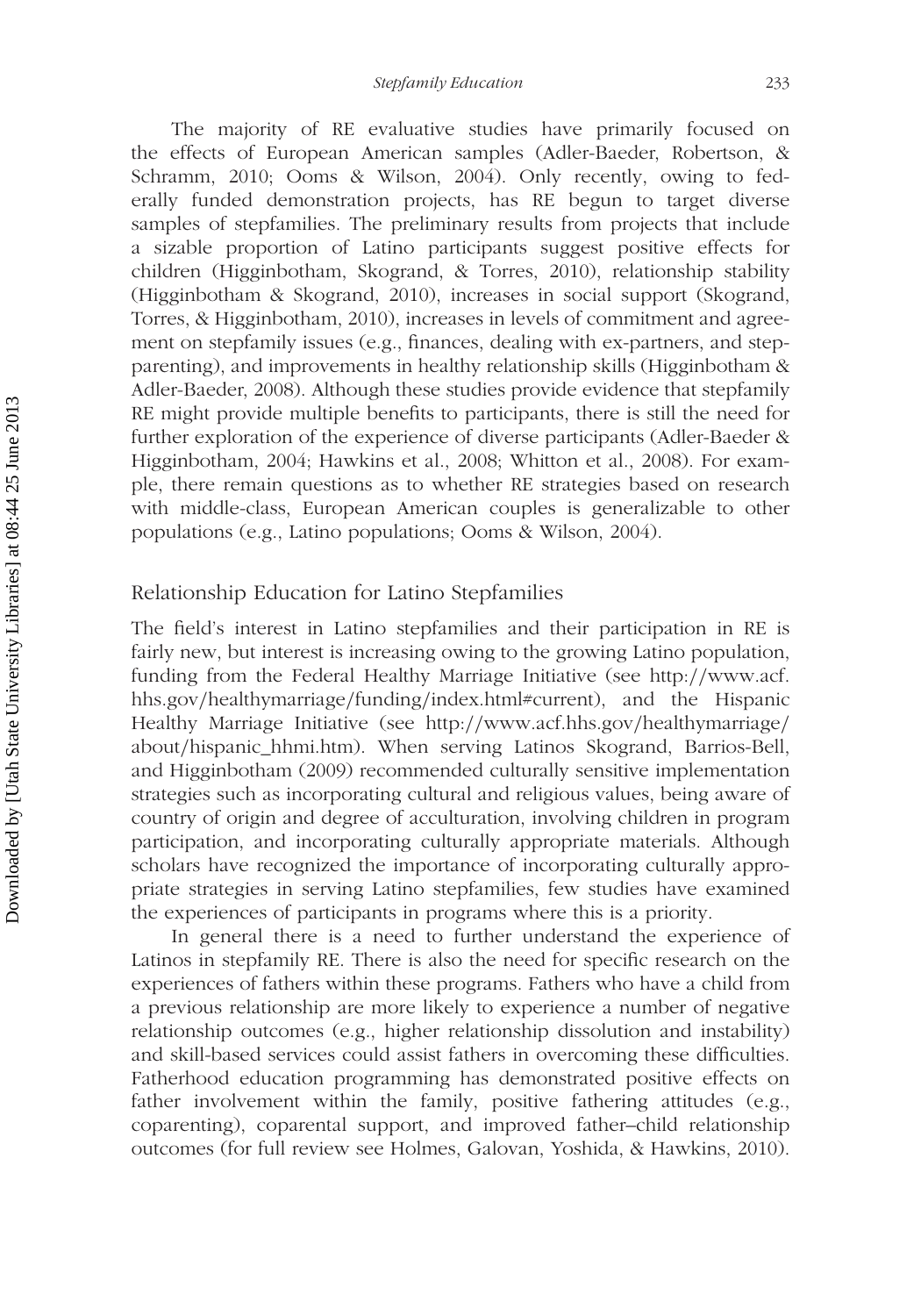The majority of RE evaluative studies have primarily focused on the effects of European American samples (Adler-Baeder, Robertson, & Schramm, 2010; Ooms & Wilson, 2004). Only recently, owing to federally funded demonstration projects, has RE begun to target diverse samples of stepfamilies. The preliminary results from projects that include a sizable proportion of Latino participants suggest positive effects for children (Higginbotham, Skogrand, & Torres, 2010), relationship stability (Higginbotham & Skogrand, 2010), increases in social support (Skogrand, Torres, & Higginbotham, 2010), increases in levels of commitment and agreement on stepfamily issues (e.g., finances, dealing with ex-partners, and stepparenting), and improvements in healthy relationship skills (Higginbotham & Adler-Baeder, 2008). Although these studies provide evidence that stepfamily RE might provide multiple benefits to participants, there is still the need for further exploration of the experience of diverse participants (Adler-Baeder & Higginbotham, 2004; Hawkins et al., 2008; Whitton et al., 2008). For example, there remain questions as to whether RE strategies based on research with middle-class, European American couples is generalizable to other populations (e.g., Latino populations; Ooms & Wilson, 2004).

## Relationship Education for Latino Stepfamilies

The field's interest in Latino stepfamilies and their participation in RE is fairly new, but interest is increasing owing to the growing Latino population, funding from the Federal Healthy Marriage Initiative (see http://www.acf.hhs.gov/healthymarriage/funding/index.html#current), and the Hispanic Healthy Marriage Initiative (see http://www.acf.hhs.gov/healthymarriage/about/hispanic_hhmi.htm). When serving Latinos Skogrand, Barrios-Bell, and Higginbotham (2009) recommended culturally sensitive implementation strategies such as incorporating cultural and religious values, being aware of country of origin and degree of acculturation, involving children in program participation, and incorporating culturally appropriate materials. Although scholars have recognized the importance of incorporating culturally appropriate strategies in serving Latino stepfamilies, few studies have examined the experiences of participants in programs where this is a priority.

In general there is a need to further understand the experience of Latinos in stepfamily RE. There is also the need for specific research on the experiences of fathers within these programs. Fathers who have a child from a previous relationship are more likely to experience a number of negative relationship outcomes (e.g., higher relationship dissolution and instability) and skill-based services could assist fathers in overcoming these difficulties. Fatherhood education programming has demonstrated positive effects on father involvement within the family, positive fathering attitudes (e.g., coparenting), coparental support, and improved father–child relationship outcomes (for full review see Holmes, Galovan, Yoshida, & Hawkins, 2010).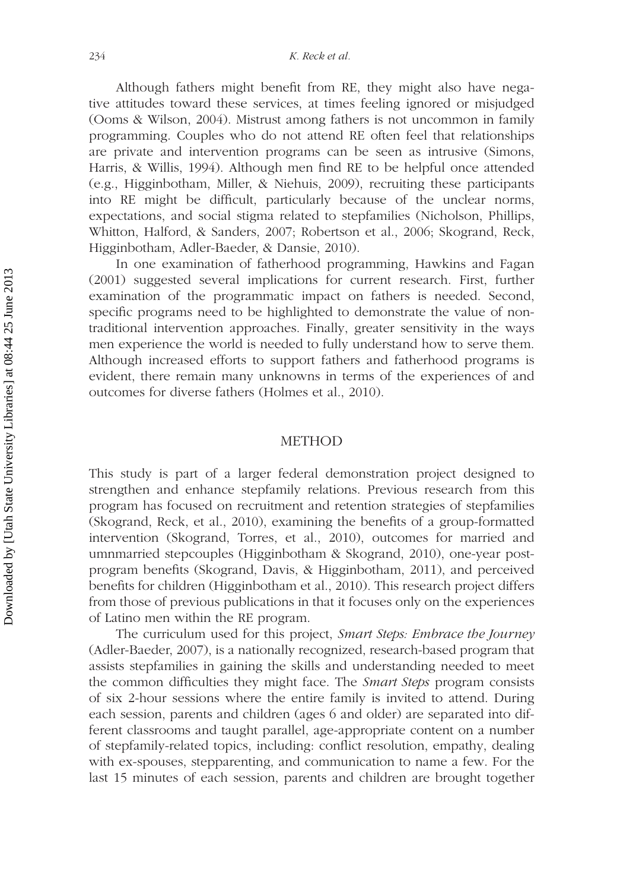Although fathers might benefit from RE, they might also have negative attitudes toward these services, at times feeling ignored or misjudged (Ooms & Wilson, 2004). Mistrust among fathers is not uncommon in family programming. Couples who do not attend RE often feel that relationships are private and intervention programs can be seen as intrusive (Simons, Harris, & Willis, 1994). Although men find RE to be helpful once attended (e.g., Higginbotham, Miller, & Niehuis, 2009), recruiting these participants into RE might be difficult, particularly because of the unclear norms, expectations, and social stigma related to stepfamilies (Nicholson, Phillips, Whitton, Halford, & Sanders, 2007; Robertson et al., 2006; Skogrand, Reck, Higginbotham, Adler-Baeder, & Dansie, 2010).

In one examination of fatherhood programming, Hawkins and Fagan (2001) suggested several implications for current research. First, further examination of the programmatic impact on fathers is needed. Second, specific programs need to be highlighted to demonstrate the value of nontraditional intervention approaches. Finally, greater sensitivity in the ways men experience the world is needed to fully understand how to serve them. Although increased efforts to support fathers and fatherhood programs is evident, there remain many unknowns in terms of the experiences of and outcomes for diverse fathers (Holmes et al., 2010).

## METHOD

This study is part of a larger federal demonstration project designed to strengthen and enhance stepfamily relations. Previous research from this program has focused on recruitment and retention strategies of stepfamilies (Skogrand, Reck, et al., 2010), examining the benefits of a group-formatted intervention (Skogrand, Torres, et al., 2010), outcomes for married and umnmarried stepcouples (Higginbotham & Skogrand, 2010), one-year post-program benefits (Skogrand, Davis, & Higginbotham, 2011), and perceived benefits for children (Higginbotham et al., 2010). This research project differs from those of previous publications in that it focuses only on the experiences of Latino men within the RE program.

The curriculum used for this project, *Smart Steps: Embrace the Journey* (Adler-Baeder, 2007), is a nationally recognized, research-based program that assists stepfamilies in gaining the skills and understanding needed to meet the common difficulties they might face. The *Smart Steps* program consists of six 2-hour sessions where the entire family is invited to attend. During each session, parents and children (ages 6 and older) are separated into different classrooms and taught parallel, age-appropriate content on a number of stepfamily-related topics, including: conflict resolution, empathy, dealing with ex-spouses, stepparenting, and communication to name a few. For the last 15 minutes of each session, parents and children are brought together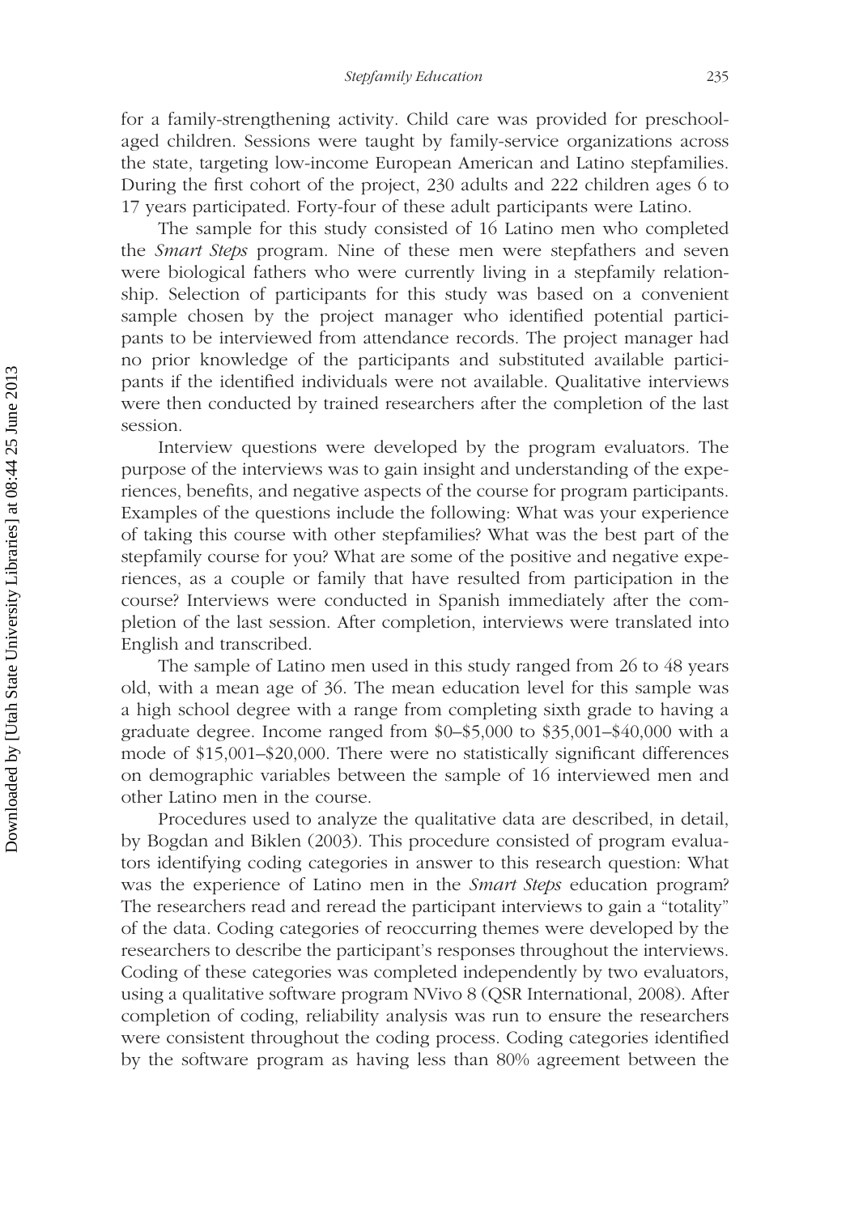for a family-strengthening activity. Child care was provided for preschool-aged children. Sessions were taught by family-service organizations across the state, targeting low-income European American and Latino stepfamilies. During the first cohort of the project, 230 adults and 222 children ages 6 to 17 years participated. Forty-four of these adult participants were Latino.

The sample for this study consisted of 16 Latino men who completed the *Smart Steps* program. Nine of these men were stepfathers and seven were biological fathers who were currently living in a stepfamily relationship. Selection of participants for this study was based on a convenient sample chosen by the project manager who identified potential participants to be interviewed from attendance records. The project manager had no prior knowledge of the participants and substituted available participants if the identified individuals were not available. Qualitative interviews were then conducted by trained researchers after the completion of the last session.

Interview questions were developed by the program evaluators. The purpose of the interviews was to gain insight and understanding of the experiences, benefits, and negative aspects of the course for program participants. Examples of the questions include the following: What was your experience of taking this course with other stepfamilies? What was the best part of the stepfamily course for you? What are some of the positive and negative experiences, as a couple or family that have resulted from participation in the course? Interviews were conducted in Spanish immediately after the completion of the last session. After completion, interviews were translated into English and transcribed.

The sample of Latino men used in this study ranged from 26 to 48 years old, with a mean age of 36. The mean education level for this sample was a high school degree with a range from completing sixth grade to having a graduate degree. Income ranged from \$0–\$5,000 to \$35,001–\$40,000 with a mode of \$15,001–\$20,000. There were no statistically significant differences on demographic variables between the sample of 16 interviewed men and other Latino men in the course.

Procedures used to analyze the qualitative data are described, in detail, by Bogdan and Biklen (2003). This procedure consisted of program evaluators identifying coding categories in answer to this research question: What was the experience of Latino men in the *Smart Steps* education program? The researchers read and reread the participant interviews to gain a "totality" of the data. Coding categories of reoccurring themes were developed by the researchers to describe the participant's responses throughout the interviews. Coding of these categories was completed independently by two evaluators, using a qualitative software program NVivo 8 (QSR International, 2008). After completion of coding, reliability analysis was run to ensure the researchers were consistent throughout the coding process. Coding categories identified by the software program as having less than 80% agreement between the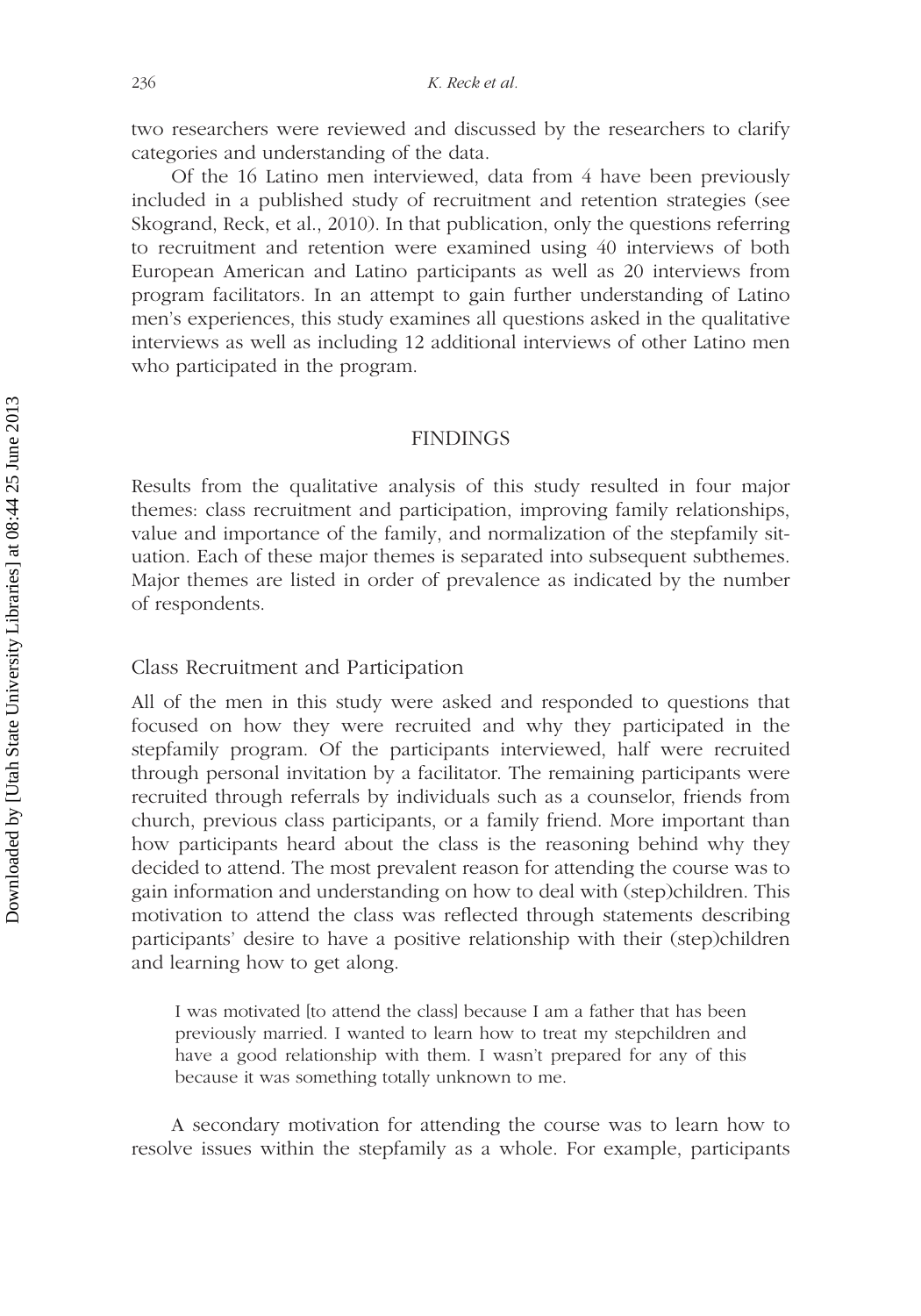two researchers were reviewed and discussed by the researchers to clarify categories and understanding of the data.

Of the 16 Latino men interviewed, data from 4 have been previously included in a published study of recruitment and retention strategies (see Skogrand, Reck, et al., 2010). In that publication, only the questions referring to recruitment and retention were examined using 40 interviews of both European American and Latino participants as well as 20 interviews from program facilitators. In an attempt to gain further understanding of Latino men's experiences, this study examines all questions asked in the qualitative interviews as well as including 12 additional interviews of other Latino men who participated in the program.

## FINDINGS

Results from the qualitative analysis of this study resulted in four major themes: class recruitment and participation, improving family relationships, value and importance of the family, and normalization of the stepfamily situation. Each of these major themes is separated into subsequent subthemes. Major themes are listed in order of prevalence as indicated by the number of respondents.

### Class Recruitment and Participation

All of the men in this study were asked and responded to questions that focused on how they were recruited and why they participated in the stepfamily program. Of the participants interviewed, half were recruited through personal invitation by a facilitator. The remaining participants were recruited through referrals by individuals such as a counselor, friends from church, previous class participants, or a family friend. More important than how participants heard about the class is the reasoning behind why they decided to attend. The most prevalent reason for attending the course was to gain information and understanding on how to deal with (step)children. This motivation to attend the class was reflected through statements describing participants' desire to have a positive relationship with their (step)children and learning how to get along.

> I was motivated [to attend the class] because I am a father that has been previously married. I wanted to learn how to treat my stepchildren and have a good relationship with them. I wasn't prepared for any of this because it was something totally unknown to me.

A secondary motivation for attending the course was to learn how to resolve issues within the stepfamily as a whole. For example, participants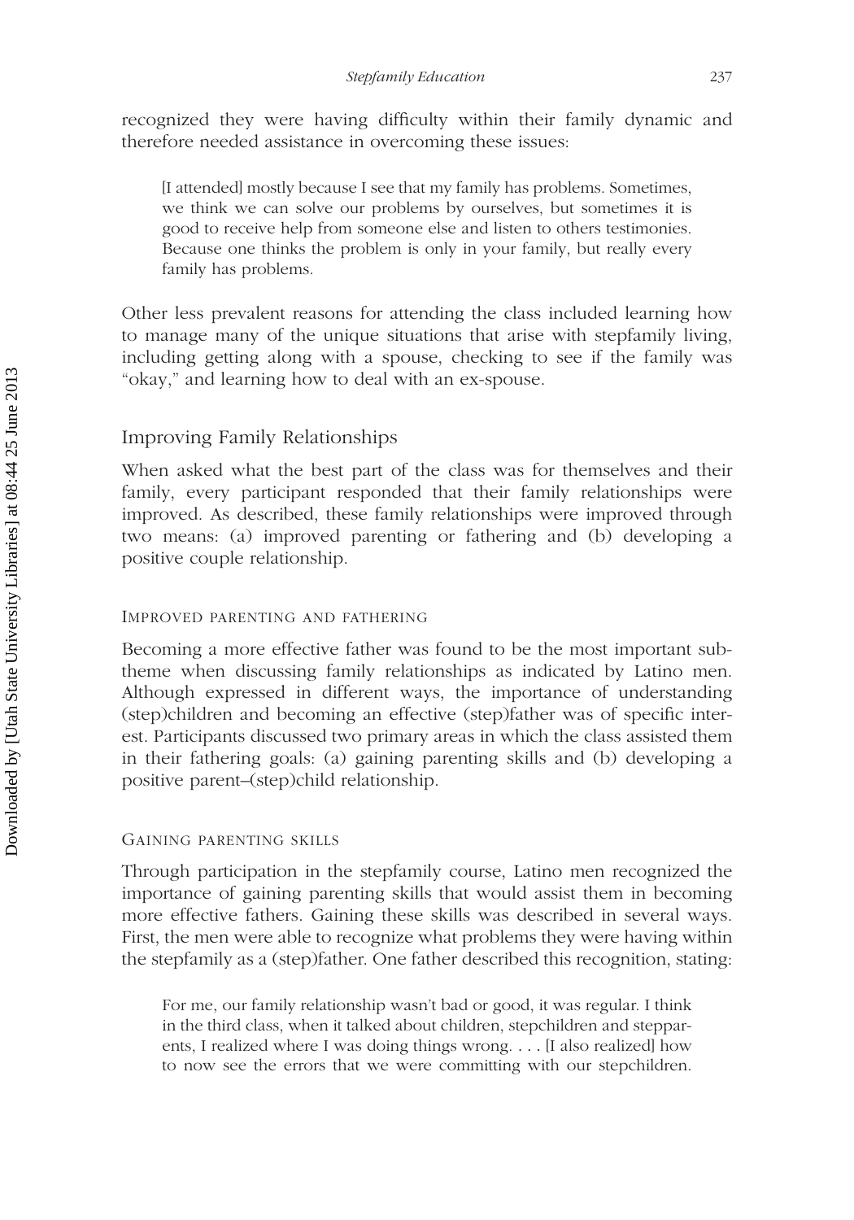recognized they were having difficulty within their family dynamic and therefore needed assistance in overcoming these issues:

> [I attended] mostly because I see that my family has problems. Sometimes, we think we can solve our problems by ourselves, but sometimes it is good to receive help from someone else and listen to others testimonies. Because one thinks the problem is only in your family, but really every family has problems.

Other less prevalent reasons for attending the class included learning how to manage many of the unique situations that arise with stepfamily living, including getting along with a spouse, checking to see if the family was "okay," and learning how to deal with an ex-spouse.

## Improving Family Relationships

When asked what the best part of the class was for themselves and their family, every participant responded that their family relationships were improved. As described, these family relationships were improved through two means: (a) improved parenting or fathering and (b) developing a positive couple relationship.

### IMPROVED PARENTING AND FATHERING

Becoming a more effective father was found to be the most important subtheme when discussing family relationships as indicated by Latino men. Although expressed in different ways, the importance of understanding (step)children and becoming an effective (step)father was of specific interest. Participants discussed two primary areas in which the class assisted them in their fathering goals: (a) gaining parenting skills and (b) developing a positive parent–(step)child relationship.

### GAINING PARENTING SKILLS

Through participation in the stepfamily course, Latino men recognized the importance of gaining parenting skills that would assist them in becoming more effective fathers. Gaining these skills was described in several ways. First, the men were able to recognize what problems they were having within the stepfamily as a (step)father. One father described this recognition, stating:

> For me, our family relationship wasn't bad or good, it was regular. I think in the third class, when it talked about children, stepchildren and stepparents, I realized where I was doing things wrong. . . . [I also realized] how to now see the errors that we were committing with our stepchildren.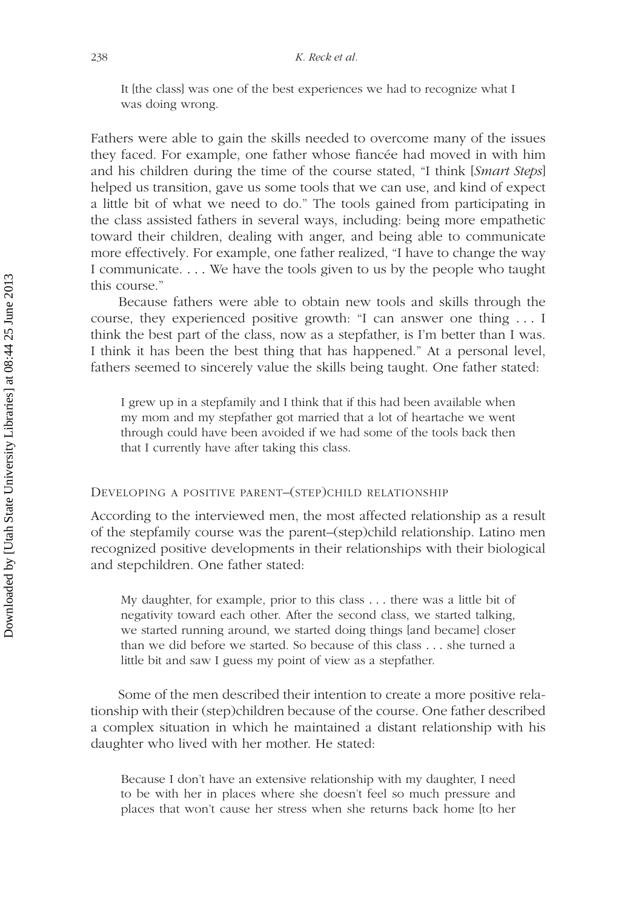> It [the class] was one of the best experiences we had to recognize what I was doing wrong.

Fathers were able to gain the skills needed to overcome many of the issues they faced. For example, one father whose fiancée had moved in with him and his children during the time of the course stated, "I think [*Smart Steps*] helped us transition, gave us some tools that we can use, and kind of expect a little bit of what we need to do." The tools gained from participating in the class assisted fathers in several ways, including: being more empathetic toward their children, dealing with anger, and being able to communicate more effectively. For example, one father realized, "I have to change the way I communicate. . . . We have the tools given to us by the people who taught this course."

Because fathers were able to obtain new tools and skills through the course, they experienced positive growth: "I can answer one thing . . . I think the best part of the class, now as a stepfather, is I'm better than I was. I think it has been the best thing that has happened." At a personal level, fathers seemed to sincerely value the skills being taught. One father stated:

> I grew up in a stepfamily and I think that if this had been available when my mom and my stepfather got married that a lot of heartache we went through could have been avoided if we had some of the tools back then that I currently have after taking this class.

### Developing a positive parent–(step)child relationship

According to the interviewed men, the most affected relationship as a result of the stepfamily course was the parent–(step)child relationship. Latino men recognized positive developments in their relationships with their biological and stepchildren. One father stated:

> My daughter, for example, prior to this class . . . there was a little bit of negativity toward each other. After the second class, we started talking, we started running around, we started doing things [and became] closer than we did before we started. So because of this class . . . she turned a little bit and saw I guess my point of view as a stepfather.

Some of the men described their intention to create a more positive relationship with their (step)children because of the course. One father described a complex situation in which he maintained a distant relationship with his daughter who lived with her mother. He stated:

> Because I don't have an extensive relationship with my daughter, I need to be with her in places where she doesn't feel so much pressure and places that won't cause her stress when she returns back home [to her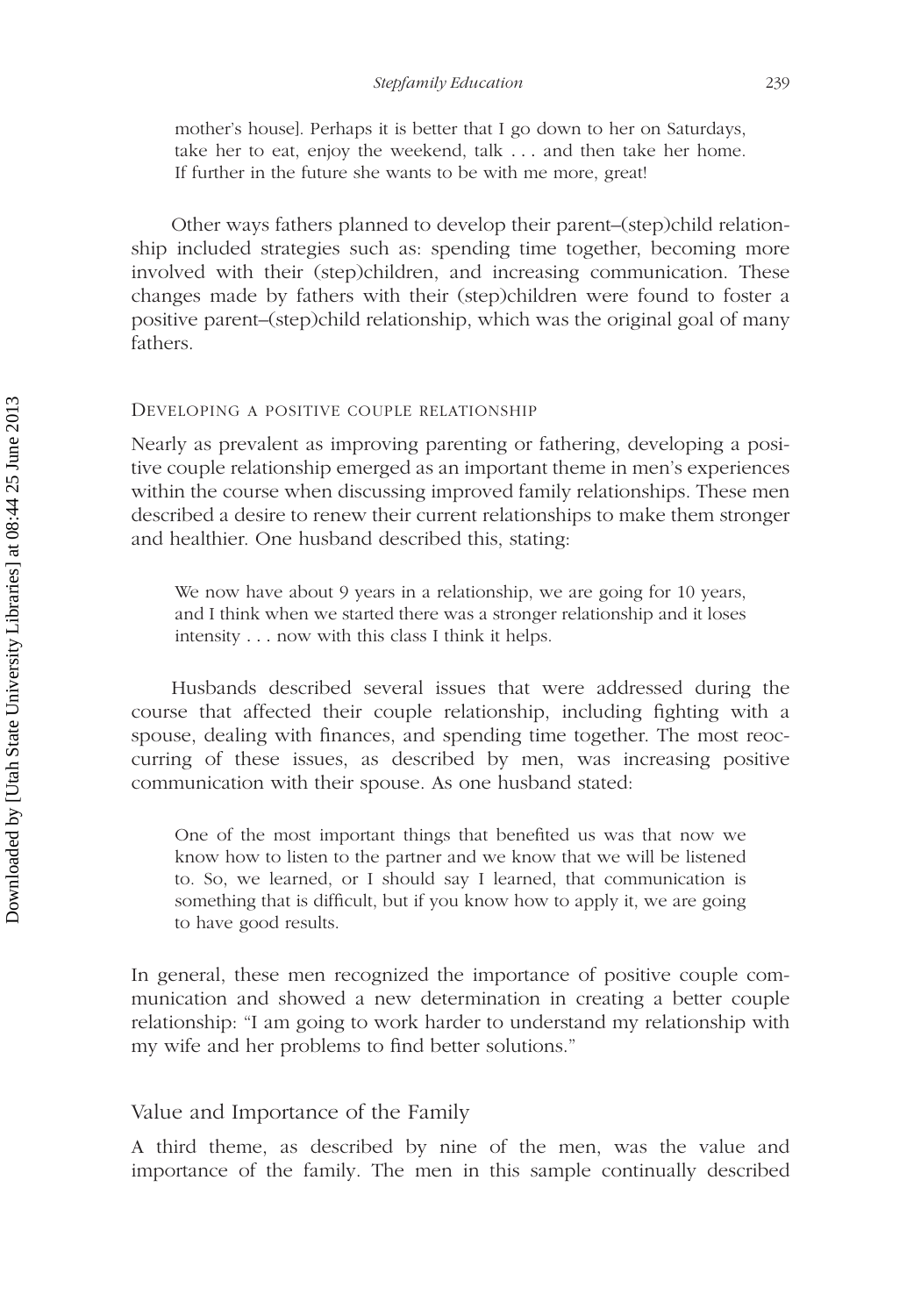> mother's house]. Perhaps it is better that I go down to her on Saturdays, take her to eat, enjoy the weekend, talk . . . and then take her home. If further in the future she wants to be with me more, great!

Other ways fathers planned to develop their parent–(step)child relationship included strategies such as: spending time together, becoming more involved with their (step)children, and increasing communication. These changes made by fathers with their (step)children were found to foster a positive parent–(step)child relationship, which was the original goal of many fathers.

#### Developing a Positive Couple Relationship

Nearly as prevalent as improving parenting or fathering, developing a positive couple relationship emerged as an important theme in men's experiences within the course when discussing improved family relationships. These men described a desire to renew their current relationships to make them stronger and healthier. One husband described this, stating:

> We now have about 9 years in a relationship, we are going for 10 years, and I think when we started there was a stronger relationship and it loses intensity . . . now with this class I think it helps.

Husbands described several issues that were addressed during the course that affected their couple relationship, including fighting with a spouse, dealing with finances, and spending time together. The most reoccurring of these issues, as described by men, was increasing positive communication with their spouse. As one husband stated:

> One of the most important things that benefited us was that now we know how to listen to the partner and we know that we will be listened to. So, we learned, or I should say I learned, that communication is something that is difficult, but if you know how to apply it, we are going to have good results.

In general, these men recognized the importance of positive couple communication and showed a new determination in creating a better couple relationship: "I am going to work harder to understand my relationship with my wife and her problems to find better solutions."

### Value and Importance of the Family

A third theme, as described by nine of the men, was the value and importance of the family. The men in this sample continually described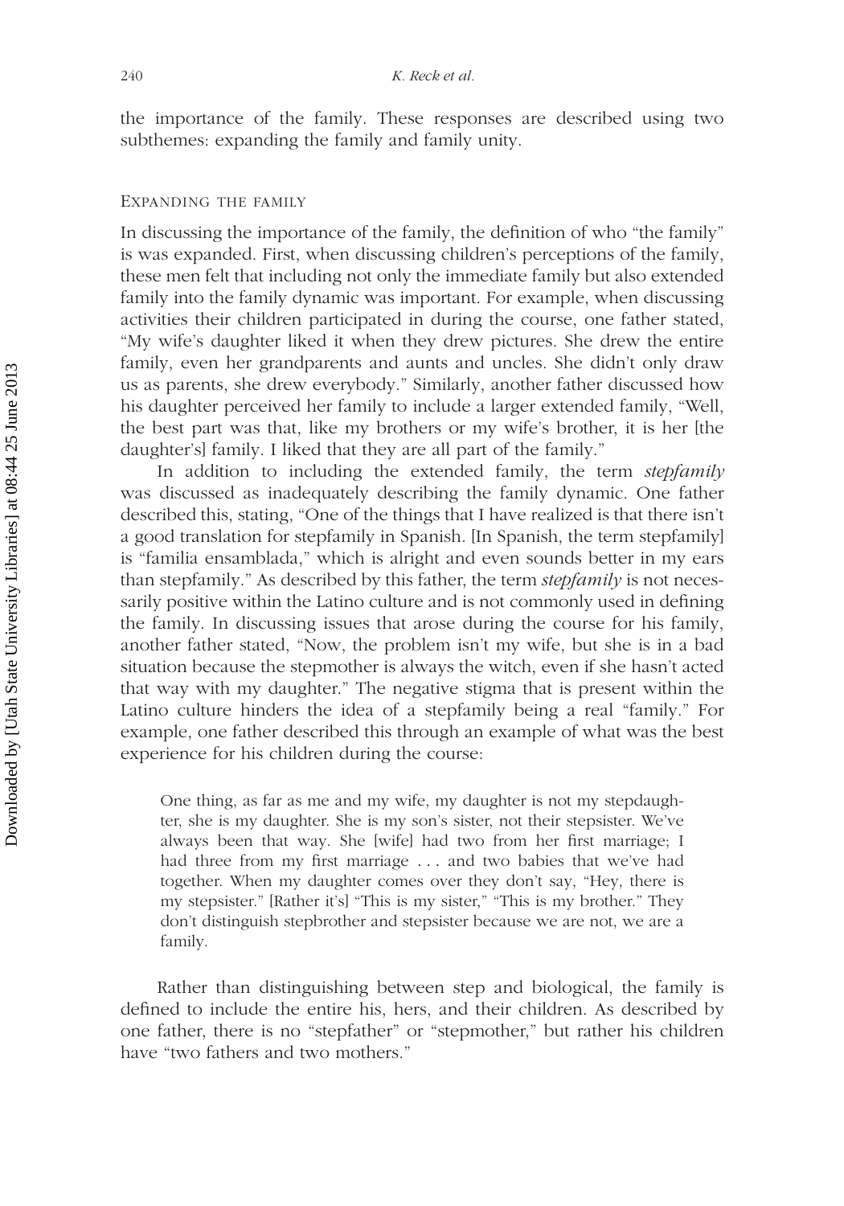the importance of the family. These responses are described using two subthemes: expanding the family and family unity.

### Expanding the Family

In discussing the importance of the family, the definition of who "the family" is was expanded. First, when discussing children's perceptions of the family, these men felt that including not only the immediate family but also extended family into the family dynamic was important. For example, when discussing activities their children participated in during the course, one father stated, "My wife's daughter liked it when they drew pictures. She drew the entire family, even her grandparents and aunts and uncles. She didn't only draw us as parents, she drew everybody." Similarly, another father discussed how his daughter perceived her family to include a larger extended family, "Well, the best part was that, like my brothers or my wife's brother, it is her [the daughter's] family. I liked that they are all part of the family."

In addition to including the extended family, the term *stepfamily* was discussed as inadequately describing the family dynamic. One father described this, stating, "One of the things that I have realized is that there isn't a good translation for stepfamily in Spanish. [In Spanish, the term stepfamily] is "familia ensamblada," which is alright and even sounds better in my ears than stepfamily." As described by this father, the term *stepfamily* is not necessarily positive within the Latino culture and is not commonly used in defining the family. In discussing issues that arose during the course for his family, another father stated, "Now, the problem isn't my wife, but she is in a bad situation because the stepmother is always the witch, even if she hasn't acted that way with my daughter." The negative stigma that is present within the Latino culture hinders the idea of a stepfamily being a real "family." For example, one father described this through an example of what was the best experience for his children during the course:

> One thing, as far as me and my wife, my daughter is not my stepdaughter, she is my daughter. She is my son's sister, not their stepsister. We've always been that way. She [wife] had two from her first marriage; I had three from my first marriage . . . and two babies that we've had together. When my daughter comes over they don't say, "Hey, there is my stepsister." [Rather it's] "This is my sister," "This is my brother." They don't distinguish stepbrother and stepsister because we are not, we are a family.

Rather than distinguishing between step and biological, the family is defined to include the entire his, hers, and their children. As described by one father, there is no "stepfather" or "stepmother," but rather his children have "two fathers and two mothers."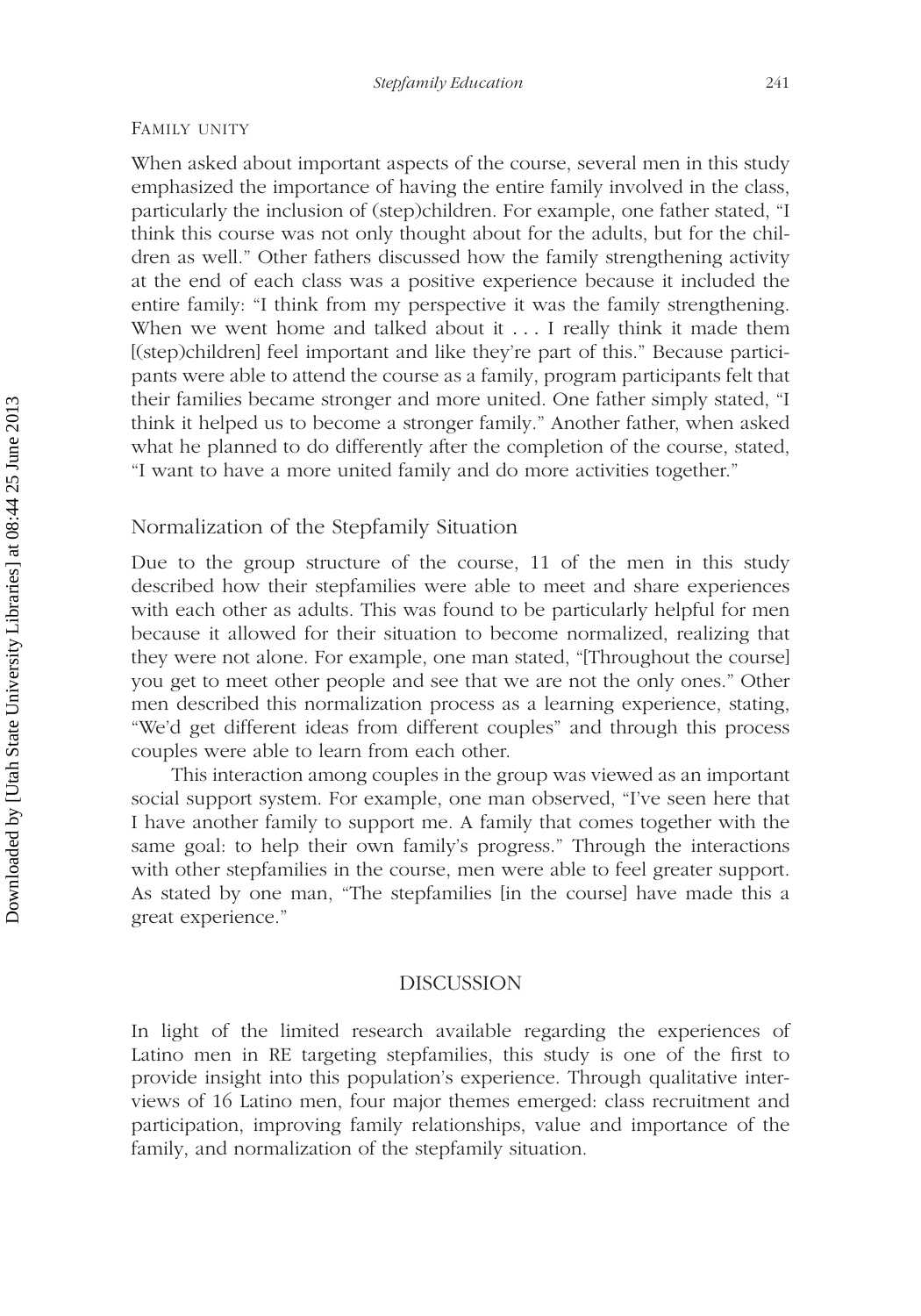#### Family unity

When asked about important aspects of the course, several men in this study emphasized the importance of having the entire family involved in the class, particularly the inclusion of (step)children. For example, one father stated, "I think this course was not only thought about for the adults, but for the children as well." Other fathers discussed how the family strengthening activity at the end of each class was a positive experience because it included the entire family: "I think from my perspective it was the family strengthening. When we went home and talked about it . . . I really think it made them [(step)children] feel important and like they're part of this." Because participants were able to attend the course as a family, program participants felt that their families became stronger and more united. One father simply stated, "I think it helped us to become a stronger family." Another father, when asked what he planned to do differently after the completion of the course, stated, "I want to have a more united family and do more activities together."

### Normalization of the Stepfamily Situation

Due to the group structure of the course, 11 of the men in this study described how their stepfamilies were able to meet and share experiences with each other as adults. This was found to be particularly helpful for men because it allowed for their situation to become normalized, realizing that they were not alone. For example, one man stated, "[Throughout the course] you get to meet other people and see that we are not the only ones." Other men described this normalization process as a learning experience, stating, "We'd get different ideas from different couples" and through this process couples were able to learn from each other.

This interaction among couples in the group was viewed as an important social support system. For example, one man observed, "I've seen here that I have another family to support me. A family that comes together with the same goal: to help their own family's progress." Through the interactions with other stepfamilies in the course, men were able to feel greater support. As stated by one man, "The stepfamilies [in the course] have made this a great experience."

## DISCUSSION

In light of the limited research available regarding the experiences of Latino men in RE targeting stepfamilies, this study is one of the first to provide insight into this population's experience. Through qualitative interviews of 16 Latino men, four major themes emerged: class recruitment and participation, improving family relationships, value and importance of the family, and normalization of the stepfamily situation.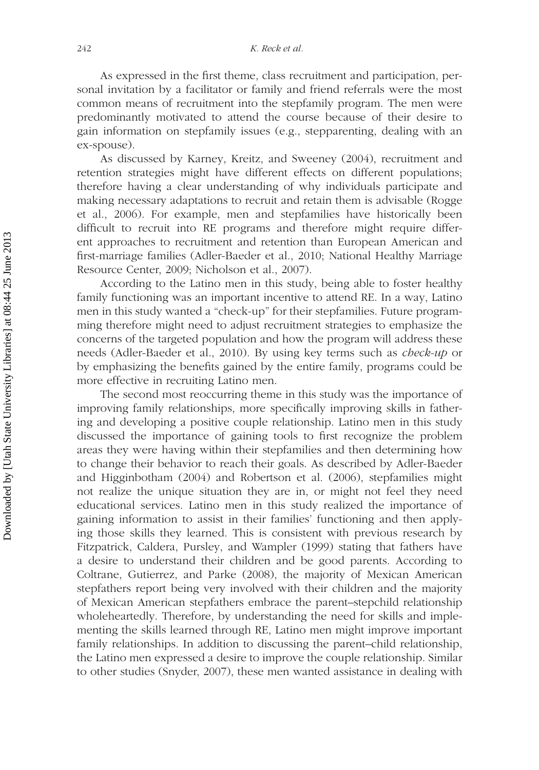As expressed in the first theme, class recruitment and participation, personal invitation by a facilitator or family and friend referrals were the most common means of recruitment into the stepfamily program. The men were predominantly motivated to attend the course because of their desire to gain information on stepfamily issues (e.g., stepparenting, dealing with an ex-spouse).

As discussed by Karney, Kreitz, and Sweeney (2004), recruitment and retention strategies might have different effects on different populations; therefore having a clear understanding of why individuals participate and making necessary adaptations to recruit and retain them is advisable (Rogge et al., 2006). For example, men and stepfamilies have historically been difficult to recruit into RE programs and therefore might require different approaches to recruitment and retention than European American and first-marriage families (Adler-Baeder et al., 2010; National Healthy Marriage Resource Center, 2009; Nicholson et al., 2007).

According to the Latino men in this study, being able to foster healthy family functioning was an important incentive to attend RE. In a way, Latino men in this study wanted a "check-up" for their stepfamilies. Future programming therefore might need to adjust recruitment strategies to emphasize the concerns of the targeted population and how the program will address these needs (Adler-Baeder et al., 2010). By using key terms such as *check-up* or by emphasizing the benefits gained by the entire family, programs could be more effective in recruiting Latino men.

The second most reoccurring theme in this study was the importance of improving family relationships, more specifically improving skills in fathering and developing a positive couple relationship. Latino men in this study discussed the importance of gaining tools to first recognize the problem areas they were having within their stepfamilies and then determining how to change their behavior to reach their goals. As described by Adler-Baeder and Higginbotham (2004) and Robertson et al. (2006), stepfamilies might not realize the unique situation they are in, or might not feel they need educational services. Latino men in this study realized the importance of gaining information to assist in their families' functioning and then applying those skills they learned. This is consistent with previous research by Fitzpatrick, Caldera, Pursley, and Wampler (1999) stating that fathers have a desire to understand their children and be good parents. According to Coltrane, Gutierrez, and Parke (2008), the majority of Mexican American stepfathers report being very involved with their children and the majority of Mexican American stepfathers embrace the parent–stepchild relationship wholeheartedly. Therefore, by understanding the need for skills and implementing the skills learned through RE, Latino men might improve important family relationships. In addition to discussing the parent–child relationship, the Latino men expressed a desire to improve the couple relationship. Similar to other studies (Snyder, 2007), these men wanted assistance in dealing with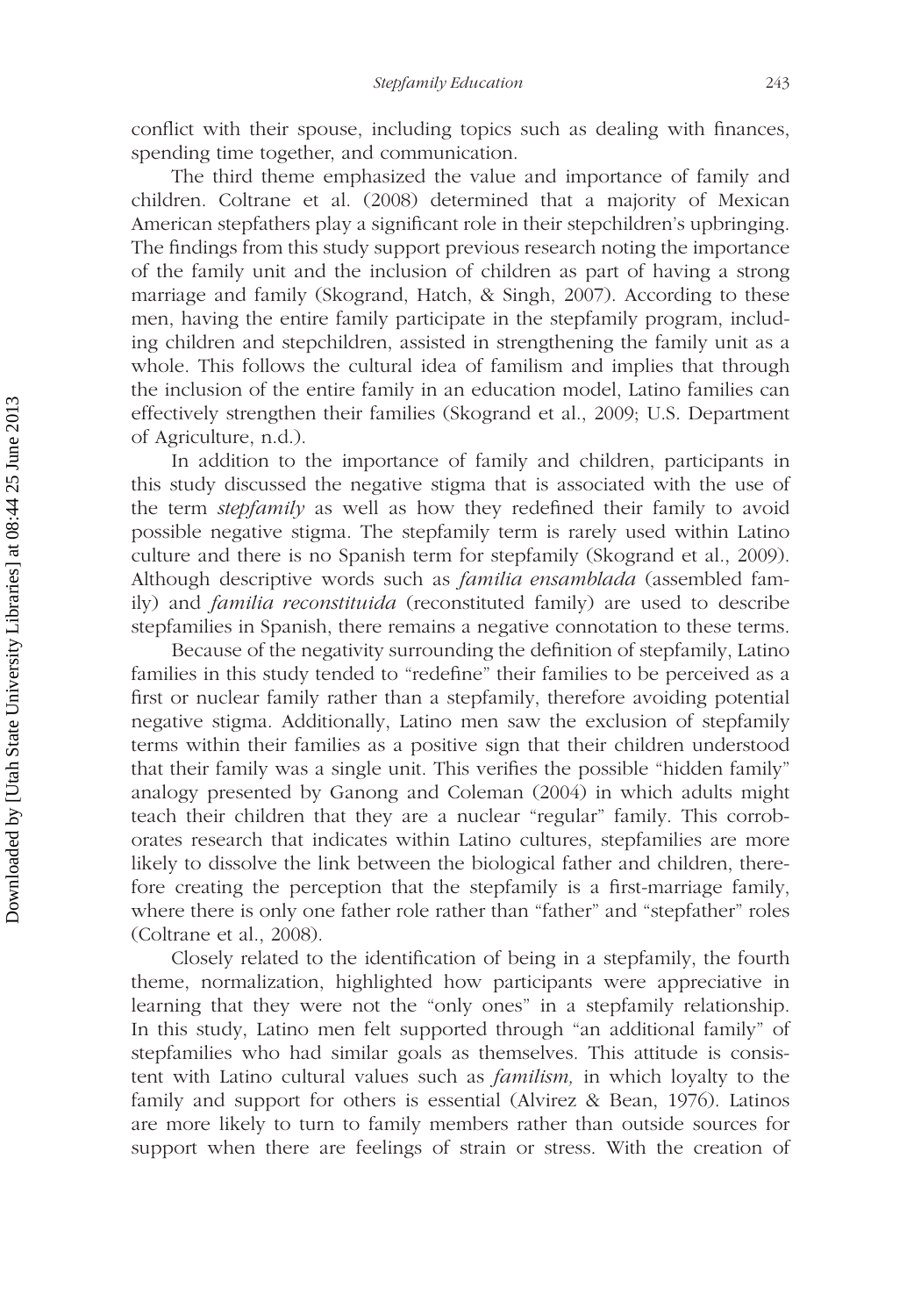conflict with their spouse, including topics such as dealing with finances, spending time together, and communication.

The third theme emphasized the value and importance of family and children. Coltrane et al. (2008) determined that a majority of Mexican American stepfathers play a significant role in their stepchildren's upbringing. The findings from this study support previous research noting the importance of the family unit and the inclusion of children as part of having a strong marriage and family (Skogrand, Hatch, & Singh, 2007). According to these men, having the entire family participate in the stepfamily program, including children and stepchildren, assisted in strengthening the family unit as a whole. This follows the cultural idea of familism and implies that through the inclusion of the entire family in an education model, Latino families can effectively strengthen their families (Skogrand et al., 2009; U.S. Department of Agriculture, n.d.).

In addition to the importance of family and children, participants in this study discussed the negative stigma that is associated with the use of the term *stepfamily* as well as how they redefined their family to avoid possible negative stigma. The stepfamily term is rarely used within Latino culture and there is no Spanish term for stepfamily (Skogrand et al., 2009). Although descriptive words such as *familia ensamblada* (assembled family) and *familia reconstituida* (reconstituted family) are used to describe stepfamilies in Spanish, there remains a negative connotation to these terms.

Because of the negativity surrounding the definition of stepfamily, Latino families in this study tended to "redefine" their families to be perceived as a first or nuclear family rather than a stepfamily, therefore avoiding potential negative stigma. Additionally, Latino men saw the exclusion of stepfamily terms within their families as a positive sign that their children understood that their family was a single unit. This verifies the possible "hidden family" analogy presented by Ganong and Coleman (2004) in which adults might teach their children that they are a nuclear "regular" family. This corroborates research that indicates within Latino cultures, stepfamilies are more likely to dissolve the link between the biological father and children, therefore creating the perception that the stepfamily is a first-marriage family, where there is only one father role rather than "father" and "stepfather" roles (Coltrane et al., 2008).

Closely related to the identification of being in a stepfamily, the fourth theme, normalization, highlighted how participants were appreciative in learning that they were not the "only ones" in a stepfamily relationship. In this study, Latino men felt supported through "an additional family" of stepfamilies who had similar goals as themselves. This attitude is consistent with Latino cultural values such as *familism,* in which loyalty to the family and support for others is essential (Alvirez & Bean, 1976). Latinos are more likely to turn to family members rather than outside sources for support when there are feelings of strain or stress. With the creation of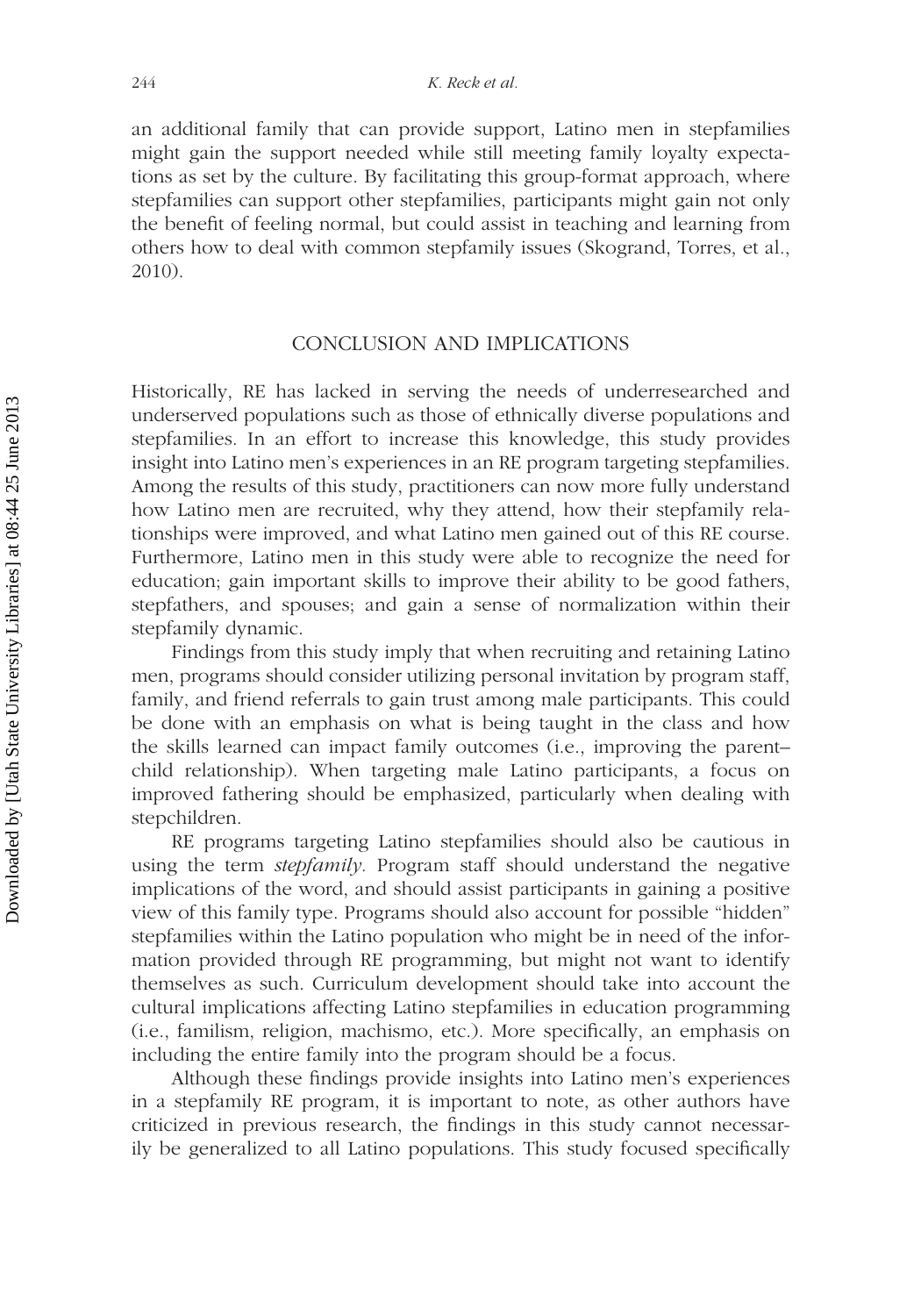an additional family that can provide support, Latino men in stepfamilies might gain the support needed while still meeting family loyalty expectations as set by the culture. By facilitating this group-format approach, where stepfamilies can support other stepfamilies, participants might gain not only the benefit of feeling normal, but could assist in teaching and learning from others how to deal with common stepfamily issues (Skogrand, Torres, et al., 2010).

## CONCLUSION AND IMPLICATIONS

Historically, RE has lacked in serving the needs of underresearched and underserved populations such as those of ethnically diverse populations and stepfamilies. In an effort to increase this knowledge, this study provides insight into Latino men's experiences in an RE program targeting stepfamilies. Among the results of this study, practitioners can now more fully understand how Latino men are recruited, why they attend, how their stepfamily relationships were improved, and what Latino men gained out of this RE course. Furthermore, Latino men in this study were able to recognize the need for education; gain important skills to improve their ability to be good fathers, stepfathers, and spouses; and gain a sense of normalization within their stepfamily dynamic.

Findings from this study imply that when recruiting and retaining Latino men, programs should consider utilizing personal invitation by program staff, family, and friend referrals to gain trust among male participants. This could be done with an emphasis on what is being taught in the class and how the skills learned can impact family outcomes (i.e., improving the parent–child relationship). When targeting male Latino participants, a focus on improved fathering should be emphasized, particularly when dealing with stepchildren.

RE programs targeting Latino stepfamilies should also be cautious in using the term *stepfamily*. Program staff should understand the negative implications of the word, and should assist participants in gaining a positive view of this family type. Programs should also account for possible "hidden" stepfamilies within the Latino population who might be in need of the information provided through RE programming, but might not want to identify themselves as such. Curriculum development should take into account the cultural implications affecting Latino stepfamilies in education programming (i.e., familism, religion, machismo, etc.). More specifically, an emphasis on including the entire family into the program should be a focus.

Although these findings provide insights into Latino men's experiences in a stepfamily RE program, it is important to note, as other authors have criticized in previous research, the findings in this study cannot necessarily be generalized to all Latino populations. This study focused specifically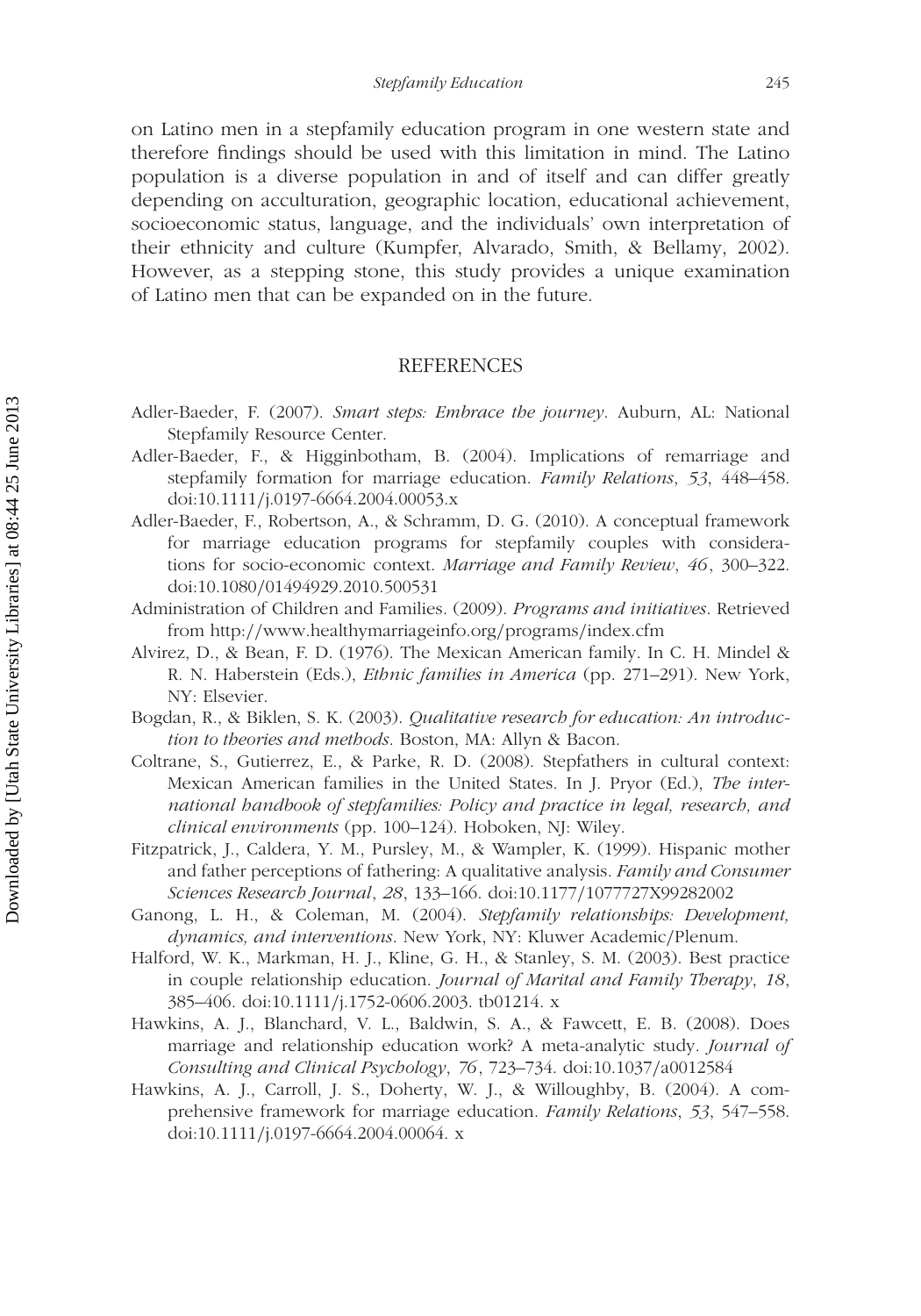on Latino men in a stepfamily education program in one western state and therefore findings should be used with this limitation in mind. The Latino population is a diverse population in and of itself and can differ greatly depending on acculturation, geographic location, educational achievement, socioeconomic status, language, and the individuals' own interpretation of their ethnicity and culture (Kumpfer, Alvarado, Smith, & Bellamy, 2002). However, as a stepping stone, this study provides a unique examination of Latino men that can be expanded on in the future.

## REFERENCES

Adler-Baeder, F. (2007). *Smart steps: Embrace the journey*. Auburn, AL: National Stepfamily Resource Center.

Adler-Baeder, F., & Higginbotham, B. (2004). Implications of remarriage and stepfamily formation for marriage education. *Family Relations*, *53*, 448–458. doi:10.1111/j.0197-6664.2004.00053.x

Adler-Baeder, F., Robertson, A., & Schramm, D. G. (2010). A conceptual framework for marriage education programs for stepfamily couples with considerations for socio-economic context. *Marriage and Family Review*, *46*, 300–322. doi:10.1080/01494929.2010.500531

Administration of Children and Families. (2009). *Programs and initiatives*. Retrieved from http://www.healthymarriageinfo.org/programs/index.cfm

Alvirez, D., & Bean, F. D. (1976). The Mexican American family. In C. H. Mindel & R. N. Haberstein (Eds.), *Ethnic families in America* (pp. 271–291). New York, NY: Elsevier.

Bogdan, R., & Biklen, S. K. (2003). *Qualitative research for education: An introduction to theories and methods*. Boston, MA: Allyn & Bacon.

Coltrane, S., Gutierrez, E., & Parke, R. D. (2008). Stepfathers in cultural context: Mexican American families in the United States. In J. Pryor (Ed.), *The international handbook of stepfamilies: Policy and practice in legal, research, and clinical environments* (pp. 100–124). Hoboken, NJ: Wiley.

Fitzpatrick, J., Caldera, Y. M., Pursley, M., & Wampler, K. (1999). Hispanic mother and father perceptions of fathering: A qualitative analysis. *Family and Consumer Sciences Research Journal*, *28*, 133–166. doi:10.1177/1077727X99282002

Ganong, L. H., & Coleman, M. (2004). *Stepfamily relationships: Development, dynamics, and interventions*. New York, NY: Kluwer Academic/Plenum.

Halford, W. K., Markman, H. J., Kline, G. H., & Stanley, S. M. (2003). Best practice in couple relationship education. *Journal of Marital and Family Therapy*, *18*, 385–406. doi:10.1111/j.1752-0606.2003. tb01214. x

Hawkins, A. J., Blanchard, V. L., Baldwin, S. A., & Fawcett, E. B. (2008). Does marriage and relationship education work? A meta-analytic study. *Journal of Consulting and Clinical Psychology*, *76*, 723–734. doi:10.1037/a0012584

Hawkins, A. J., Carroll, J. S., Doherty, W. J., & Willoughby, B. (2004). A comprehensive framework for marriage education. *Family Relations*, *53*, 547–558. doi:10.1111/j.0197-6664.2004.00064. x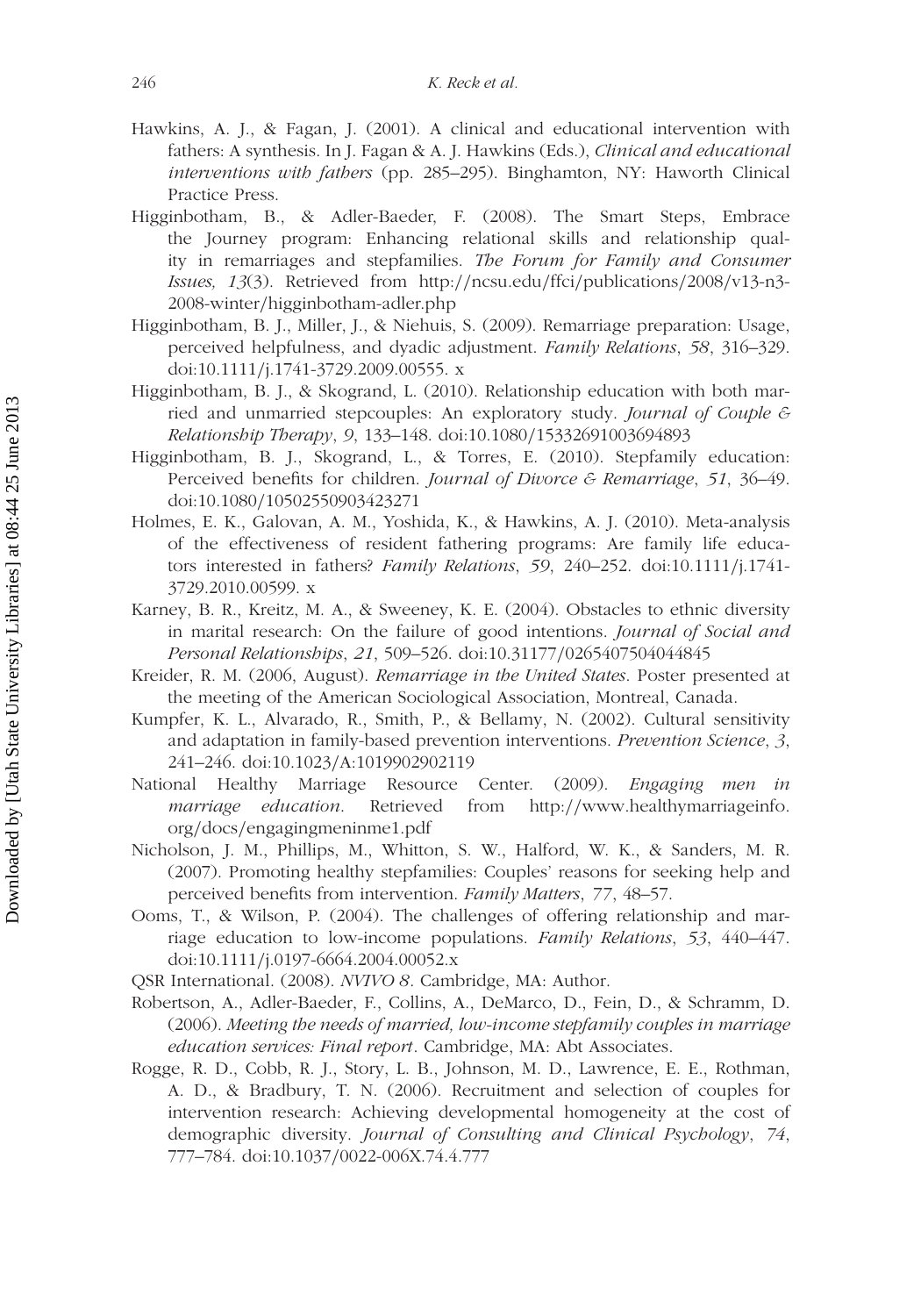Hawkins, A. J., & Fagan, J. (2001). A clinical and educational intervention with fathers: A synthesis. In J. Fagan & A. J. Hawkins (Eds.), *Clinical and educational interventions with fathers* (pp. 285–295). Binghamton, NY: Haworth Clinical Practice Press.

Higginbotham, B., & Adler-Baeder, F. (2008). The Smart Steps, Embrace the Journey program: Enhancing relational skills and relationship quality in remarriages and stepfamilies. *The Forum for Family and Consumer Issues, 13*(3). Retrieved from http://ncsu.edu/ffci/publications/2008/v13-n3-2008-winter/higginbotham-adler.php

Higginbotham, B. J., Miller, J., & Niehuis, S. (2009). Remarriage preparation: Usage, perceived helpfulness, and dyadic adjustment. *Family Relations*, *58*, 316–329. doi:10.1111/j.1741-3729.2009.00555. x

Higginbotham, B. J., & Skogrand, L. (2010). Relationship education with both married and unmarried stepcouples: An exploratory study. *Journal of Couple & Relationship Therapy*, *9*, 133–148. doi:10.1080/15332691003694893

Higginbotham, B. J., Skogrand, L., & Torres, E. (2010). Stepfamily education: Perceived benefits for children. *Journal of Divorce & Remarriage*, *51*, 36–49. doi:10.1080/10502550903423271

Holmes, E. K., Galovan, A. M., Yoshida, K., & Hawkins, A. J. (2010). Meta-analysis of the effectiveness of resident fathering programs: Are family life educators interested in fathers? *Family Relations*, *59*, 240–252. doi:10.1111/j.1741-3729.2010.00599. x

Karney, B. R., Kreitz, M. A., & Sweeney, K. E. (2004). Obstacles to ethnic diversity in marital research: On the failure of good intentions. *Journal of Social and Personal Relationships*, *21*, 509–526. doi:10.31177/0265407504044845

Kreider, R. M. (2006, August). *Remarriage in the United States*. Poster presented at the meeting of the American Sociological Association, Montreal, Canada.

Kumpfer, K. L., Alvarado, R., Smith, P., & Bellamy, N. (2002). Cultural sensitivity and adaptation in family-based prevention interventions. *Prevention Science*, *3*, 241–246. doi:10.1023/A:1019902902119

National Healthy Marriage Resource Center. (2009). *Engaging men in marriage education*. Retrieved from http://www.healthymarriageinfo.org/docs/engagingmeninme1.pdf

Nicholson, J. M., Phillips, M., Whitton, S. W., Halford, W. K., & Sanders, M. R. (2007). Promoting healthy stepfamilies: Couples' reasons for seeking help and perceived benefits from intervention. *Family Matters*, *77*, 48–57.

Ooms, T., & Wilson, P. (2004). The challenges of offering relationship and marriage education to low-income populations. *Family Relations*, *53*, 440–447. doi:10.1111/j.0197-6664.2004.00052.x

QSR International. (2008). *NVIVO 8*. Cambridge, MA: Author.

Robertson, A., Adler-Baeder, F., Collins, A., DeMarco, D., Fein, D., & Schramm, D. (2006). *Meeting the needs of married, low-income stepfamily couples in marriage education services: Final report*. Cambridge, MA: Abt Associates.

Rogge, R. D., Cobb, R. J., Story, L. B., Johnson, M. D., Lawrence, E. E., Rothman, A. D., & Bradbury, T. N. (2006). Recruitment and selection of couples for intervention research: Achieving developmental homogeneity at the cost of demographic diversity. *Journal of Consulting and Clinical Psychology*, *74*, 777–784. doi:10.1037/0022-006X.74.4.777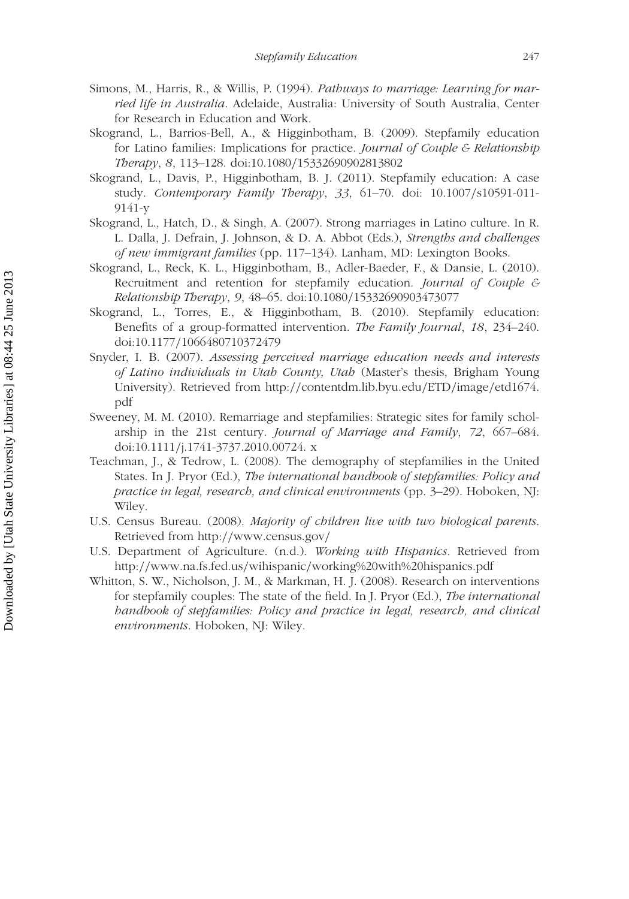Simons, M., Harris, R., & Willis, P. (1994). *Pathways to marriage: Learning for married life in Australia*. Adelaide, Australia: University of South Australia, Center for Research in Education and Work.

Skogrand, L., Barrios-Bell, A., & Higginbotham, B. (2009). Stepfamily education for Latino families: Implications for practice. *Journal of Couple & Relationship Therapy*, *8*, 113–128. doi:10.1080/15332690902813802

Skogrand, L., Davis, P., Higginbotham, B. J. (2011). Stepfamily education: A case study. *Contemporary Family Therapy*, *33*, 61–70. doi: 10.1007/s10591-011-9141-y

Skogrand, L., Hatch, D., & Singh, A. (2007). Strong marriages in Latino culture. In R. L. Dalla, J. Defrain, J. Johnson, & D. A. Abbot (Eds.), *Strengths and challenges of new immigrant families* (pp. 117–134). Lanham, MD: Lexington Books.

Skogrand, L., Reck, K. L., Higginbotham, B., Adler-Baeder, F., & Dansie, L. (2010). Recruitment and retention for stepfamily education. *Journal of Couple & Relationship Therapy*, *9*, 48–65. doi:10.1080/15332690903473077

Skogrand, L., Torres, E., & Higginbotham, B. (2010). Stepfamily education: Benefits of a group-formatted intervention. *The Family Journal*, *18*, 234–240. doi:10.1177/1066480710372479

Snyder, I. B. (2007). *Assessing perceived marriage education needs and interests of Latino individuals in Utah County, Utah* (Master's thesis, Brigham Young University). Retrieved from http://contentdm.lib.byu.edu/ETD/image/etd1674.pdf

Sweeney, M. M. (2010). Remarriage and stepfamilies: Strategic sites for family scholarship in the 21st century. *Journal of Marriage and Family*, *72*, 667–684. doi:10.1111/j.1741-3737.2010.00724. x

Teachman, J., & Tedrow, L. (2008). The demography of stepfamilies in the United States. In J. Pryor (Ed.), *The international handbook of stepfamilies: Policy and practice in legal, research, and clinical environments* (pp. 3–29). Hoboken, NJ: Wiley.

U.S. Census Bureau. (2008). *Majority of children live with two biological parents*. Retrieved from http://www.census.gov/

U.S. Department of Agriculture. (n.d.). *Working with Hispanics*. Retrieved from http://www.na.fs.fed.us/wihispanic/working%20with%20hispanics.pdf

Whitton, S. W., Nicholson, J. M., & Markman, H. J. (2008). Research on interventions for stepfamily couples: The state of the field. In J. Pryor (Ed.), *The international handbook of stepfamilies: Policy and practice in legal, research, and clinical environments*. Hoboken, NJ: Wiley.